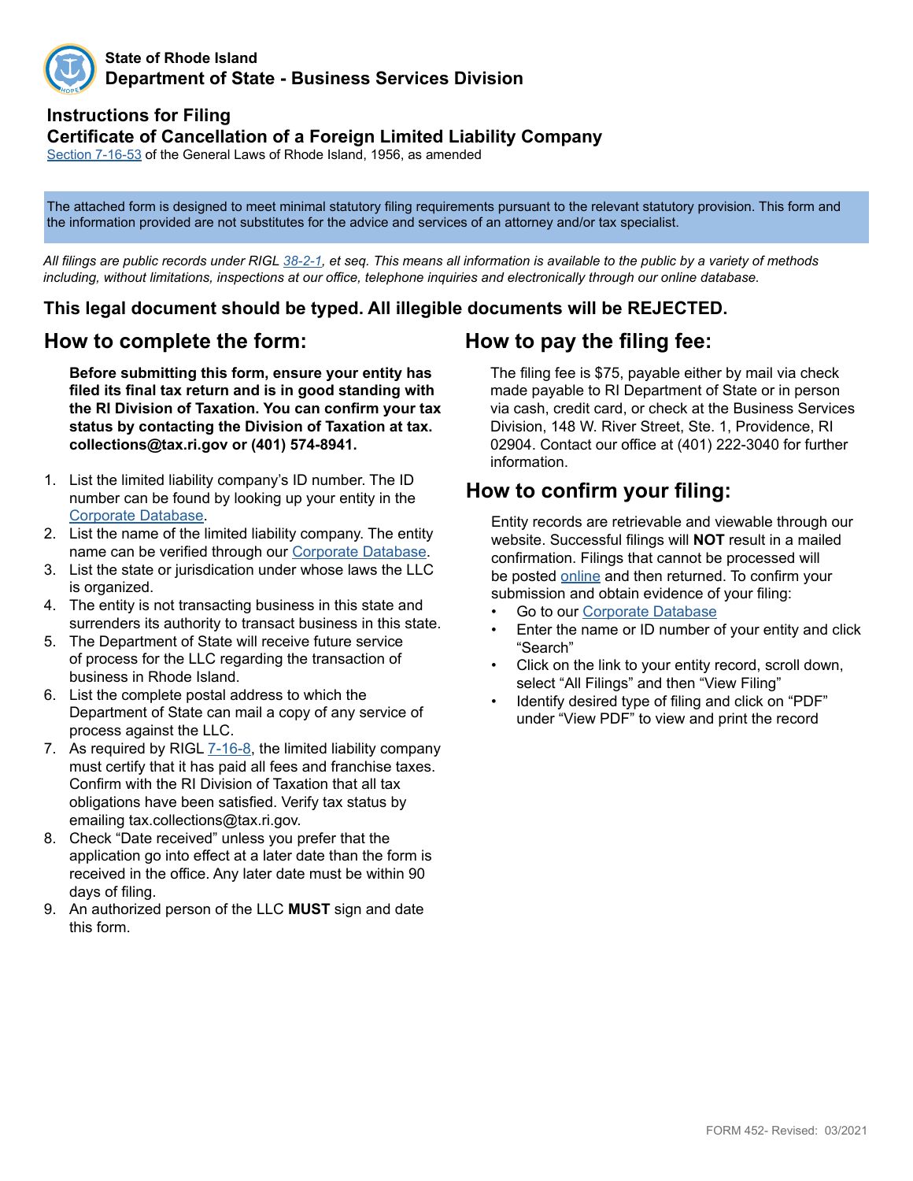State of Rhode Island
**Department of State - Business Services Division**

## Instructions for Filing
## Certificate of Cancellation of a Foreign Limited Liability Company

Section 7-16-53 of the General Laws of Rhode Island, 1956, as amended

The attached form is designed to meet minimal statutory filing requirements pursuant to the relevant statutory provision. This form and the information provided are not substitutes for the advice and services of an attorney and/or tax specialist.

*All filings are public records under RIGL 38-2-1, et seq. This means all information is available to the public by a variety of methods including, without limitations, inspections at our office, telephone inquiries and electronically through our online database.*

**This legal document should be typed. All illegible documents will be REJECTED.**

## How to complete the form:

**Before submitting this form, ensure your entity has filed its final tax return and is in good standing with the RI Division of Taxation. You can confirm your tax status by contacting the Division of Taxation at tax.collections@tax.ri.gov or (401) 574-8941.**

1. List the limited liability company's ID number. The ID number can be found by looking up your entity in the Corporate Database.
2. List the name of the limited liability company. The entity name can be verified through our Corporate Database.
3. List the state or jurisdiction under whose laws the LLC is organized.
4. The entity is not transacting business in this state and surrenders its authority to transact business in this state.
5. The Department of State will receive future service of process for the LLC regarding the transaction of business in Rhode Island.
6. List the complete postal address to which the Department of State can mail a copy of any service of process against the LLC.
7. As required by RIGL 7-16-8, the limited liability company must certify that it has paid all fees and franchise taxes. Confirm with the RI Division of Taxation that all tax obligations have been satisfied. Verify tax status by emailing tax.collections@tax.ri.gov.
8. Check "Date received" unless you prefer that the application go into effect at a later date than the form is received in the office. Any later date must be within 90 days of filing.
9. An authorized person of the LLC **MUST** sign and date this form.

## How to pay the filing fee:

The filing fee is $75, payable either by mail via check made payable to RI Department of State or in person via cash, credit card, or check at the Business Services Division, 148 W. River Street, Ste. 1, Providence, RI 02904. Contact our office at (401) 222-3040 for further information.

## How to confirm your filing:

Entity records are retrievable and viewable through our website. Successful filings will **NOT** result in a mailed confirmation. Filings that cannot be processed will be posted online and then returned. To confirm your submission and obtain evidence of your filing:

- Go to our Corporate Database
- Enter the name or ID number of your entity and click "Search"
- Click on the link to your entity record, scroll down, select "All Filings" and then "View Filing"
- Identify desired type of filing and click on "PDF" under "View PDF" to view and print the record

FORM 452- Revised: 03/2021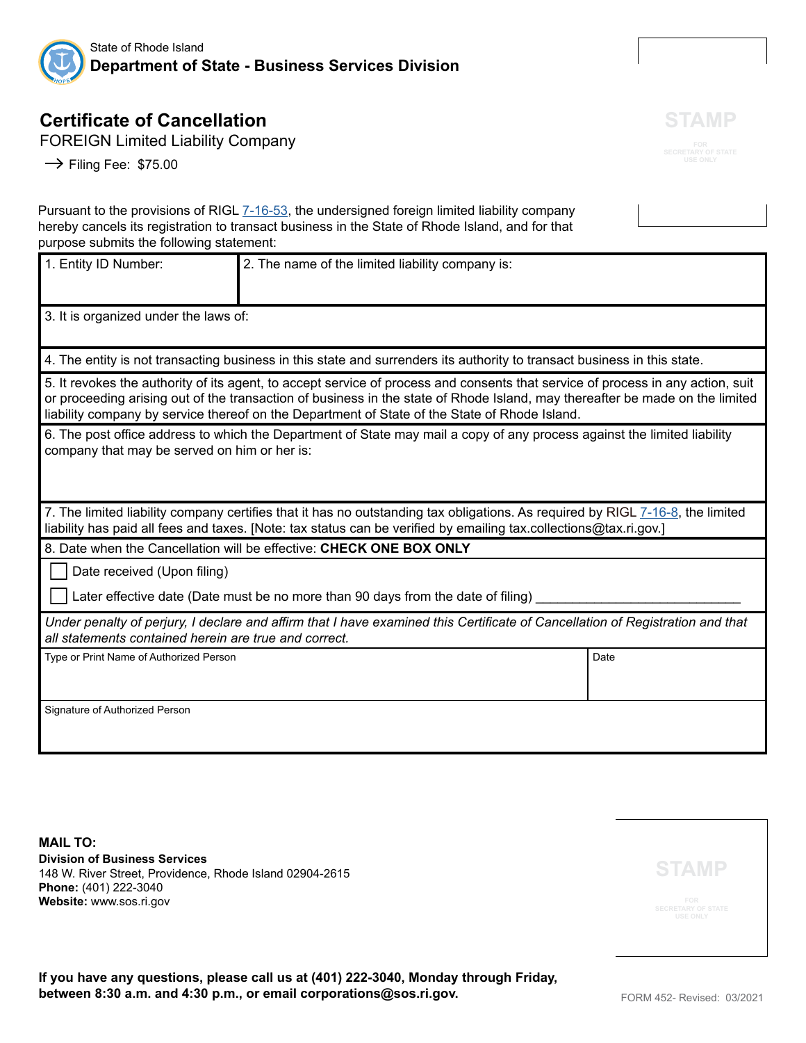State of Rhode Island
**Department of State - Business Services Division**

STAMP
FOR SECRETARY OF STATE USE ONLY

# Certificate of Cancellation

FOREIGN Limited Liability Company

→ Filing Fee: $75.00

Pursuant to the provisions of RIGL 7-16-53, the undersigned foreign limited liability company hereby cancels its registration to transact business in the State of Rhode Island, and for that purpose submits the following statement:

| 1. Entity ID Number: | 2. The name of the limited liability company is: |
|---|---|
| 3. It is organized under the laws of: | |
| 4. The entity is not transacting business in this state and surrenders its authority to transact business in this state. | |
| 5. It revokes the authority of its agent, to accept service of process and consents that service of process in any action, suit or proceeding arising out of the transaction of business in the state of Rhode Island, may thereafter be made on the limited liability company by service thereof on the Department of State of the State of Rhode Island. | |
| 6. The post office address to which the Department of State may mail a copy of any process against the limited liability company that may be served on him or her is: | |
| 7. The limited liability company certifies that it has no outstanding tax obligations. As required by RIGL 7-16-8, the limited liability has paid all fees and taxes. [Note: tax status can be verified by emailing tax.collections@tax.ri.gov.] | |
| 8. Date when the Cancellation will be effective: **CHECK ONE BOX ONLY** | |
| ☐ Date received (Upon filing) | |
| ☐ Later effective date (Date must be no more than 90 days from the date of filing) ____________________________ | |

*Under penalty of perjury, I declare and affirm that I have examined this Certificate of Cancellation of Registration and that all statements contained herein are true and correct.*

| Type or Print Name of Authorized Person | Date |
|---|---|
| Signature of Authorized Person | |

**MAIL TO:**
**Division of Business Services**
148 W. River Street, Providence, Rhode Island 02904-2615
**Phone:** (401) 222-3040
**Website:** www.sos.ri.gov

STAMP
FOR SECRETARY OF STATE USE ONLY

**If you have any questions, please call us at (401) 222-3040, Monday through Friday, between 8:30 a.m. and 4:30 p.m., or email corporations@sos.ri.gov.**

FORM 452- Revised: 03/2021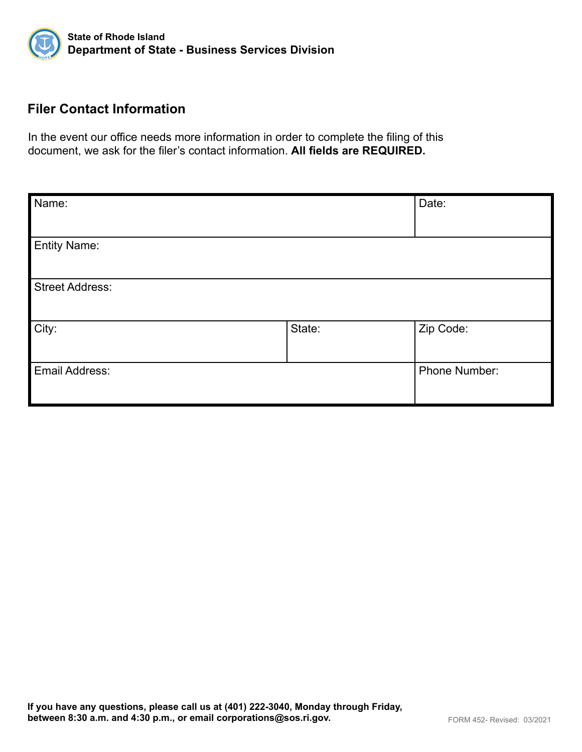State of Rhode Island
**Department of State - Business Services Division**

## Filer Contact Information

In the event our office needs more information in order to complete the filing of this document, we ask for the filer's contact information. **All fields are REQUIRED.**

| | | |
|---|---|---|
| Name: | | Date: |
| Entity Name: | | |
| Street Address: | | |
| City: | State: | Zip Code: |
| Email Address: | | Phone Number: |

**If you have any questions, please call us at (401) 222-3040, Monday through Friday, between 8:30 a.m. and 4:30 p.m., or email corporations@sos.ri.gov.**

FORM 452- Revised: 03/2021